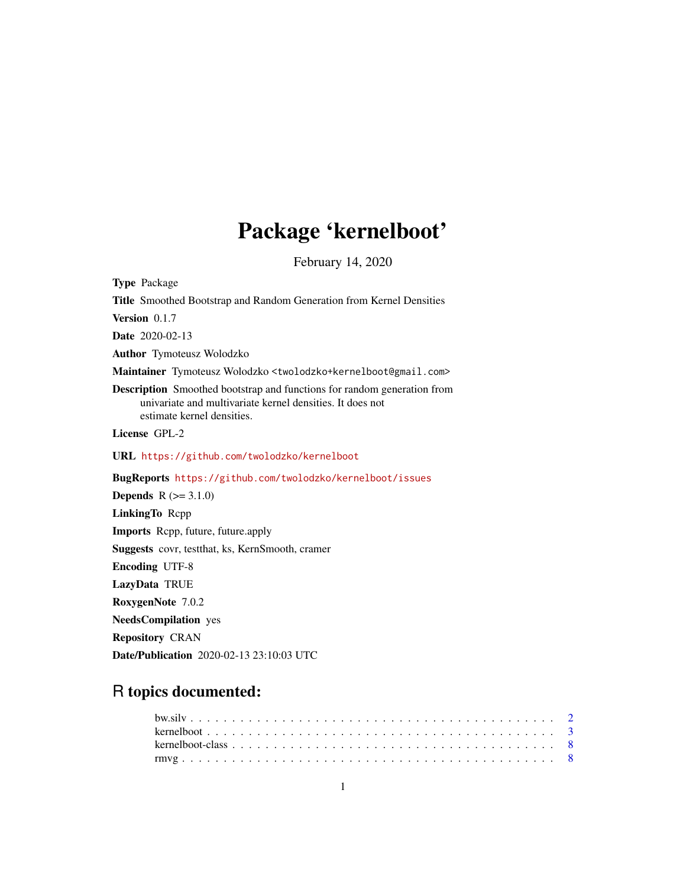# Package 'kernelboot'

February 14, 2020

**Type** Package

**Title** Smoothed Bootstrap and Random Generation from Kernel Densities

**Version** 0.1.7

**Date** 2020-02-13

**Author** Tymoteusz Wolodzko

**Maintainer** Tymoteusz Wolodzko <twolodzko+kernelboot@gmail.com>

**Description** Smoothed bootstrap and functions for random generation from univariate and multivariate kernel densities. It does not estimate kernel densities.

**License** GPL-2

**URL** https://github.com/twolodzko/kernelboot

**BugReports** https://github.com/twolodzko/kernelboot/issues

**Depends** R (>= 3.1.0)

**LinkingTo** Rcpp

**Imports** Rcpp, future, future.apply

**Suggests** covr, testthat, ks, KernSmooth, cramer

**Encoding** UTF-8

**LazyData** TRUE

**RoxygenNote** 7.0.2

**NeedsCompilation** yes

**Repository** CRAN

**Date/Publication** 2020-02-13 23:10:03 UTC

## R topics documented:

bw.silv . . . . . . . . . . . . . . . . . . . . . . . . . . . . . . . . . . . . . . . . . 2
kernelboot . . . . . . . . . . . . . . . . . . . . . . . . . . . . . . . . . . . . . . . . 3
kernelboot-class . . . . . . . . . . . . . . . . . . . . . . . . . . . . . . . . . . . . . 8
rmvg . . . . . . . . . . . . . . . . . . . . . . . . . . . . . . . . . . . . . . . . . . . 8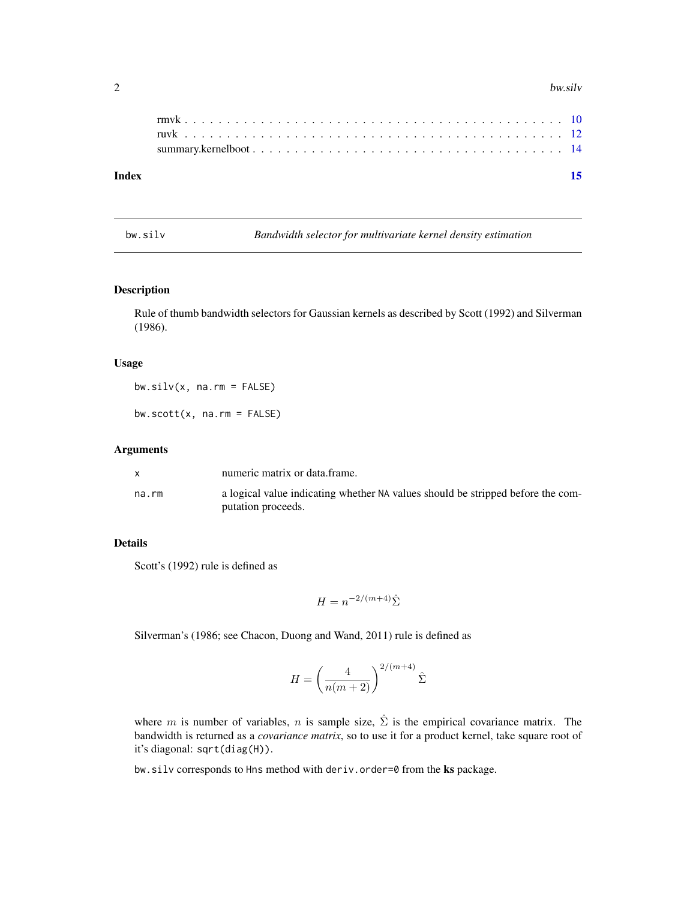| | |
|---|---|
| rmvk | 10 |
| ruvk | 12 |
| summary.kernelboot | 14 |

**Index** **15**

---

`bw.silv` *Bandwidth selector for multivariate kernel density estimation*

---

## Description

Rule of thumb bandwidth selectors for Gaussian kernels as described by Scott (1992) and Silverman (1986).

## Usage

```
bw.silv(x, na.rm = FALSE)

bw.scott(x, na.rm = FALSE)
```

## Arguments

| | |
|---|---|
| `x` | numeric matrix or data.frame. |
| `na.rm` | a logical value indicating whether `NA` values should be stripped before the computation proceeds. |

## Details

Scott's (1992) rule is defined as

$$H = n^{-2/(m+4)}\hat{\Sigma}$$

Silverman's (1986; see Chacon, Duong and Wand, 2011) rule is defined as

$$H = \left( \frac{4}{n(m+2)} \right)^{2/(m+4)} \hat{\Sigma}$$

where $m$ is number of variables, $n$ is sample size, $\hat{\Sigma}$ is the empirical covariance matrix. The bandwidth is returned as a *covariance matrix*, so to use it for a product kernel, take square root of it's diagonal: `sqrt(diag(H))`.

`bw.silv` corresponds to `Hns` method with `deriv.order=0` from the **ks** package.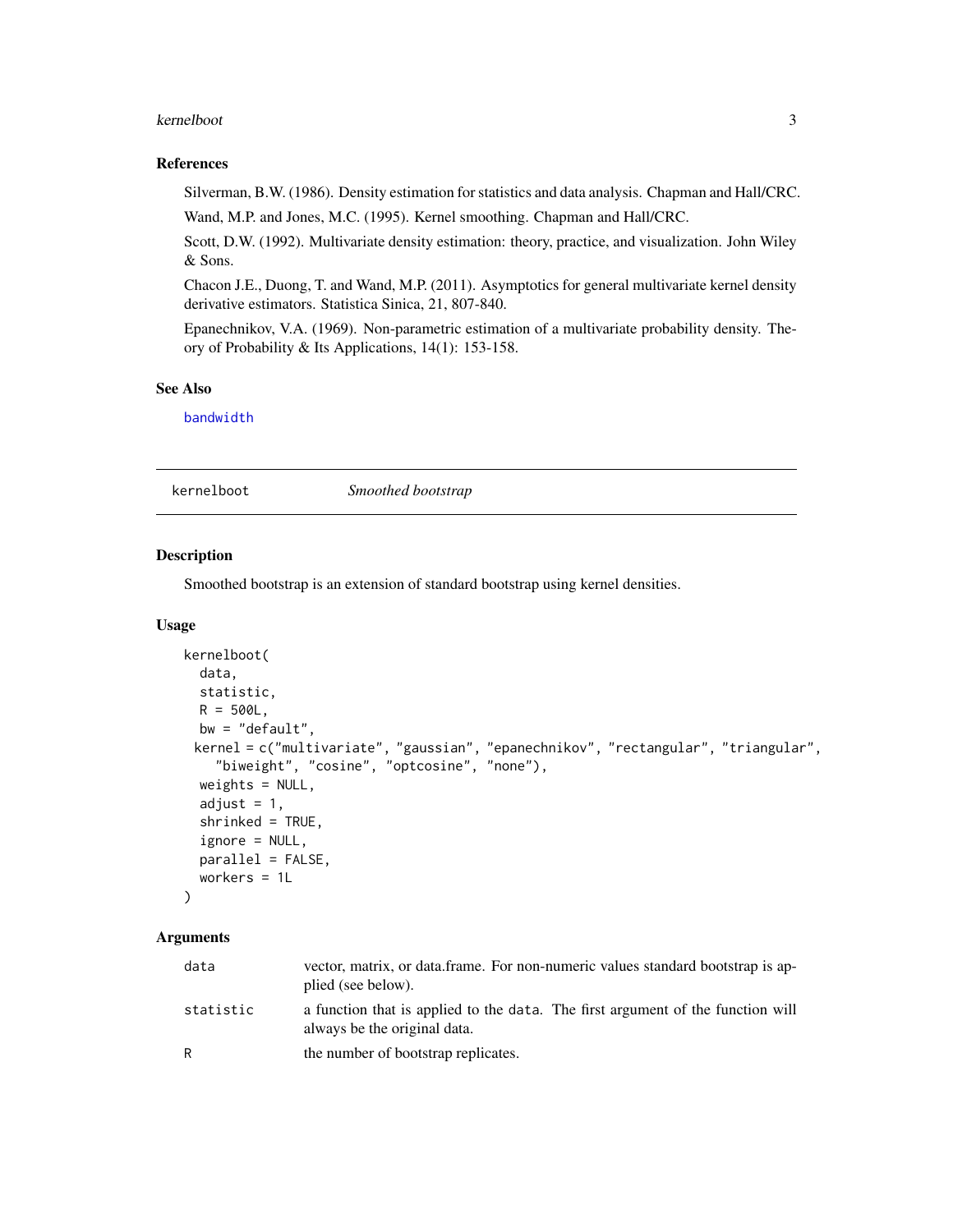### References

Silverman, B.W. (1986). Density estimation for statistics and data analysis. Chapman and Hall/CRC.

Wand, M.P. and Jones, M.C. (1995). Kernel smoothing. Chapman and Hall/CRC.

Scott, D.W. (1992). Multivariate density estimation: theory, practice, and visualization. John Wiley & Sons.

Chacon J.E., Duong, T. and Wand, M.P. (2011). Asymptotics for general multivariate kernel density derivative estimators. Statistica Sinica, 21, 807-840.

Epanechnikov, V.A. (1969). Non-parametric estimation of a multivariate probability density. Theory of Probability & Its Applications, 14(1): 153-158.

### See Also

bandwidth

---

## kernelboot — *Smoothed bootstrap*

---

### Description

Smoothed bootstrap is an extension of standard bootstrap using kernel densities.

### Usage

```
kernelboot(
  data,
  statistic,
  R = 500L,
  bw = "default",
  kernel = c("multivariate", "gaussian", "epanechnikov", "rectangular", "triangular",
    "biweight", "cosine", "optcosine", "none"),
  weights = NULL,
  adjust = 1,
  shrinked = TRUE,
  ignore = NULL,
  parallel = FALSE,
  workers = 1L
)
```

### Arguments

| | |
|---|---|
| `data` | vector, matrix, or data.frame. For non-numeric values standard bootstrap is applied (see below). |
| `statistic` | a function that is applied to the `data`. The first argument of the function will always be the original data. |
| `R` | the number of bootstrap replicates. |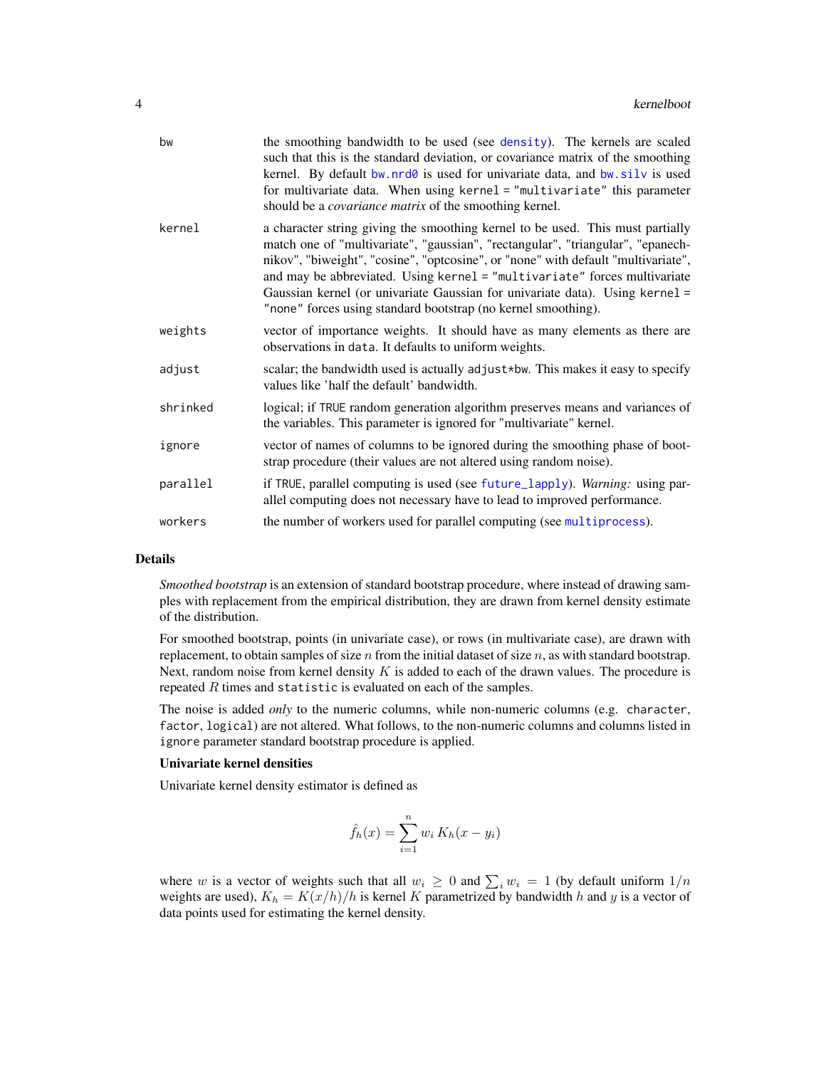| | |
|---|---|
| `bw` | the smoothing bandwidth to be used (see `density`). The kernels are scaled such that this is the standard deviation, or covariance matrix of the smoothing kernel. By default `bw.nrd0` is used for univariate data, and `bw.silv` is used for multivariate data. When using `kernel = "multivariate"` this parameter should be a *covariance matrix* of the smoothing kernel. |
| `kernel` | a character string giving the smoothing kernel to be used. This must partially match one of "multivariate", "gaussian", "rectangular", "triangular", "epanechnikov", "biweight", "cosine", "optcosine", or "none" with default "multivariate", and may be abbreviated. Using `kernel = "multivariate"` forces multivariate Gaussian kernel (or univariate Gaussian for univariate data). Using `kernel = "none"` forces using standard bootstrap (no kernel smoothing). |
| `weights` | vector of importance weights. It should have as many elements as there are observations in `data`. It defaults to uniform weights. |
| `adjust` | scalar; the bandwidth used is actually `adjust*bw`. This makes it easy to specify values like 'half the default' bandwidth. |
| `shrinked` | logical; if `TRUE` random generation algorithm preserves means and variances of the variables. This parameter is ignored for "multivariate" kernel. |
| `ignore` | vector of names of columns to be ignored during the smoothing phase of bootstrap procedure (their values are not altered using random noise). |
| `parallel` | if `TRUE`, parallel computing is used (see `future_lapply`). *Warning:* using parallel computing does not necessary have to lead to improved performance. |
| `workers` | the number of workers used for parallel computing (see `multiprocess`). |

## Details

*Smoothed bootstrap* is an extension of standard bootstrap procedure, where instead of drawing samples with replacement from the empirical distribution, they are drawn from kernel density estimate of the distribution.

For smoothed bootstrap, points (in univariate case), or rows (in multivariate case), are drawn with replacement, to obtain samples of size $n$ from the initial dataset of size $n$, as with standard bootstrap. Next, random noise from kernel density $K$ is added to each of the drawn values. The procedure is repeated $R$ times and `statistic` is evaluated on each of the samples.

The noise is added *only* to the numeric columns, while non-numeric columns (e.g. `character`, `factor`, `logical`) are not altered. What follows, to the non-numeric columns and columns listed in `ignore` parameter standard bootstrap procedure is applied.

### Univariate kernel densities

Univariate kernel density estimator is defined as

$$\hat{f}_h(x) = \sum_{i=1}^{n} w_i \, K_h(x - y_i)$$

where $w$ is a vector of weights such that all $w_i \geq 0$ and $\sum_i w_i = 1$ (by default uniform $1/n$ weights are used), $K_h = K(x/h)/h$ is kernel $K$ parametrized by bandwidth $h$ and $y$ is a vector of data points used for estimating the kernel density.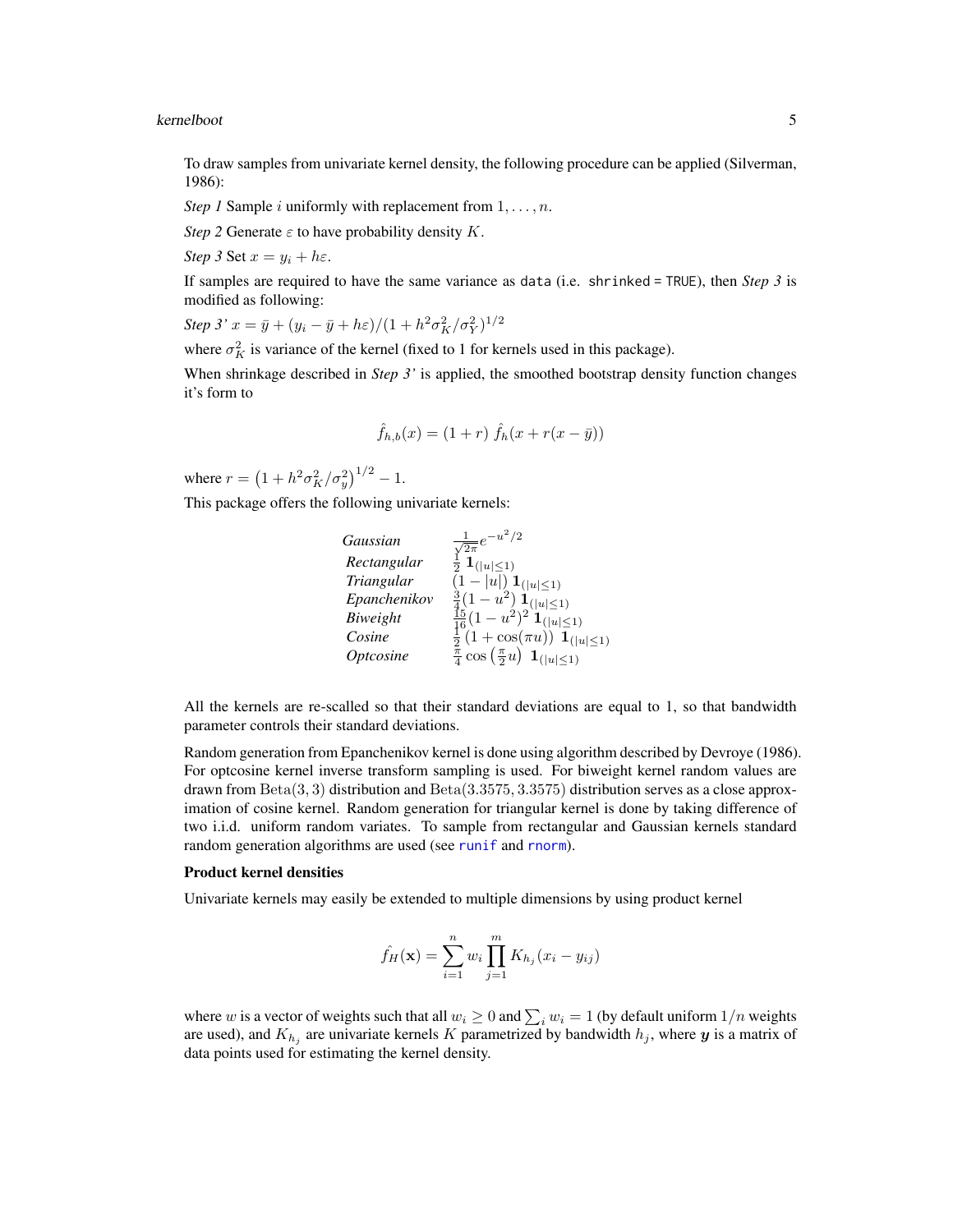To draw samples from univariate kernel density, the following procedure can be applied (Silverman, 1986):

*Step 1* Sample $i$ uniformly with replacement from $1, \ldots, n$.

*Step 2* Generate $\varepsilon$ to have probability density $K$.

*Step 3* Set $x = y_i + h\varepsilon$.

If samples are required to have the same variance as `data` (i.e. `shrinked = TRUE`), then *Step 3* is modified as following:

*Step 3'* $x = \bar{y} + (y_i - \bar{y} + h\varepsilon)/(1 + h^2\sigma_K^2/\sigma_Y^2)^{1/2}$

where $\sigma_K^2$ is variance of the kernel (fixed to 1 for kernels used in this package).

When shrinkage described in *Step 3'* is applied, the smoothed bootstrap density function changes it's form to

$$\hat{f}_{h,b}(x) = (1 + r)\ \hat{f}_h(x + r(x - \bar{y}))$$

where $r = \left(1 + h^2\sigma_K^2/\sigma_y^2\right)^{1/2} - 1$.

This package offers the following univariate kernels:

| | |
|---|---|
| *Gaussian* | $\frac{1}{\sqrt{2\pi}} e^{-u^2/2}$ |
| *Rectangular* | $\frac{1}{2}\ \mathbf{1}_{(\lvert u \rvert \le 1)}$ |
| *Triangular* | $(1 - \lvert u \rvert)\ \mathbf{1}_{(\lvert u \rvert \le 1)}$ |
| *Epanchenikov* | $\frac{3}{4}(1 - u^2)\ \mathbf{1}_{(\lvert u \rvert \le 1)}$ |
| *Biweight* | $\frac{15}{16}(1 - u^2)^2\ \mathbf{1}_{(\lvert u \rvert \le 1)}$ |
| *Cosine* | $\frac{1}{2}(1 + \cos(\pi u))\ \mathbf{1}_{(\lvert u \rvert \le 1)}$ |
| *Optcosine* | $\frac{\pi}{4} \cos\left(\frac{\pi}{2}u\right)\ \mathbf{1}_{(\lvert u \rvert \le 1)}$ |

All the kernels are re-scalled so that their standard deviations are equal to 1, so that bandwidth parameter controls their standard deviations.

Random generation from Epanchenikov kernel is done using algorithm described by Devroye (1986). For optcosine kernel inverse transform sampling is used. For biweight kernel random values are drawn from $\mathrm{Beta}(3, 3)$ distribution and $\mathrm{Beta}(3.3575, 3.3575)$ distribution serves as a close approximation of cosine kernel. Random generation for triangular kernel is done by taking difference of two i.i.d. uniform random variates. To sample from rectangular and Gaussian kernels standard random generation algorithms are used (see `runif` and `rnorm`).

**Product kernel densities**

Univariate kernels may easily be extended to multiple dimensions by using product kernel

$$\hat{f_H}(\mathbf{x}) = \sum_{i=1}^{n} w_i \prod_{j=1}^{m} K_{h_j}(x_i - y_{ij})$$

where $w$ is a vector of weights such that all $w_i \ge 0$ and $\sum_i w_i = 1$ (by default uniform $1/n$ weights are used), and $K_{h_j}$ are univariate kernels $K$ parametrized by bandwidth $h_j$, where $\boldsymbol{y}$ is a matrix of data points used for estimating the kernel density.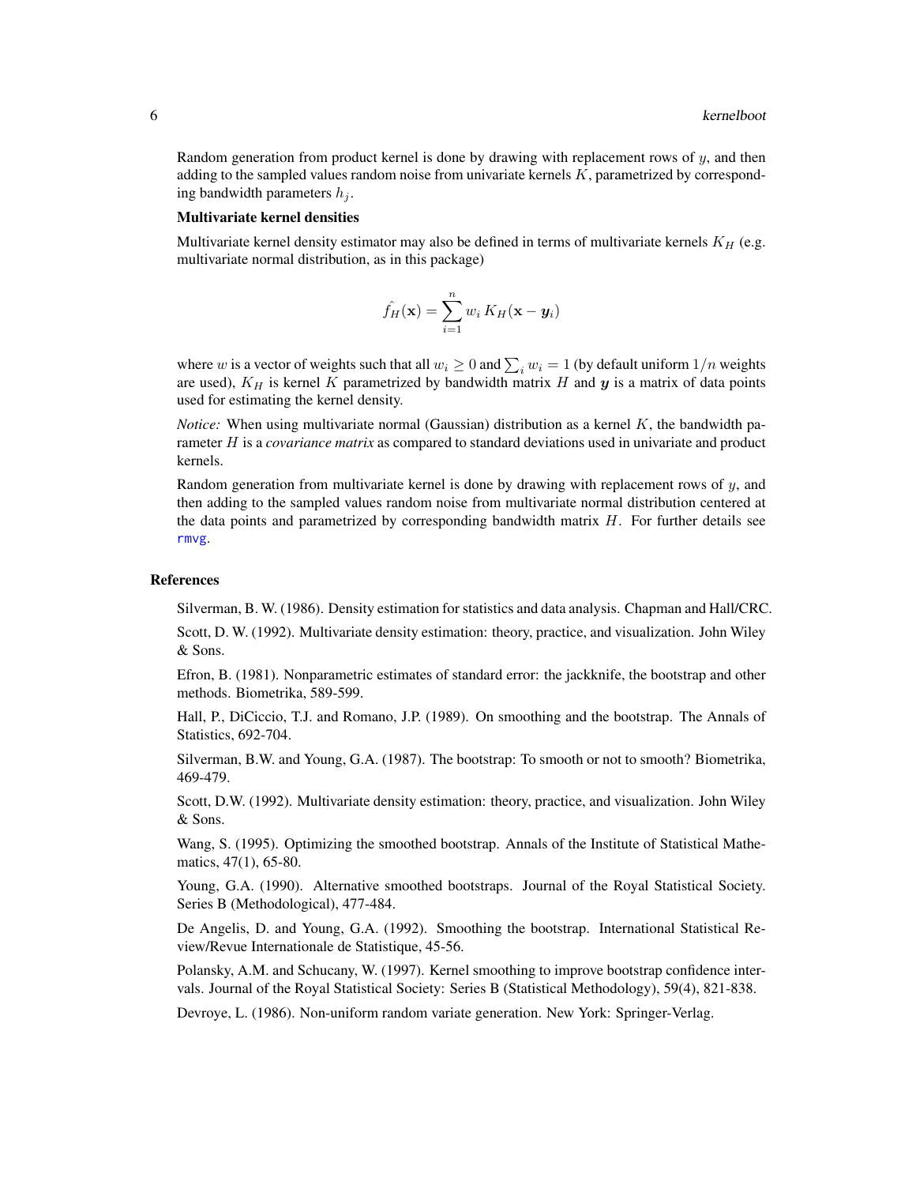Random generation from product kernel is done by drawing with replacement rows of $y$, and then adding to the sampled values random noise from univariate kernels $K$, parametrized by corresponding bandwidth parameters $h_j$.

**Multivariate kernel densities**

Multivariate kernel density estimator may also be defined in terms of multivariate kernels $K_H$ (e.g. multivariate normal distribution, as in this package)

$$\hat{f_H}(\mathbf{x}) = \sum_{i=1}^{n} w_i \, K_H(\mathbf{x} - \boldsymbol{y}_i)$$

where $w$ is a vector of weights such that all $w_i \geq 0$ and $\sum_i w_i = 1$ (by default uniform $1/n$ weights are used), $K_H$ is kernel $K$ parametrized by bandwidth matrix $H$ and $\boldsymbol{y}$ is a matrix of data points used for estimating the kernel density.

*Notice:* When using multivariate normal (Gaussian) distribution as a kernel $K$, the bandwidth parameter $H$ is a *covariance matrix* as compared to standard deviations used in univariate and product kernels.

Random generation from multivariate kernel is done by drawing with replacement rows of $y$, and then adding to the sampled values random noise from multivariate normal distribution centered at the data points and parametrized by corresponding bandwidth matrix $H$. For further details see rmvg.

## References

Silverman, B. W. (1986). Density estimation for statistics and data analysis. Chapman and Hall/CRC.

Scott, D. W. (1992). Multivariate density estimation: theory, practice, and visualization. John Wiley & Sons.

Efron, B. (1981). Nonparametric estimates of standard error: the jackknife, the bootstrap and other methods. Biometrika, 589-599.

Hall, P., DiCiccio, T.J. and Romano, J.P. (1989). On smoothing and the bootstrap. The Annals of Statistics, 692-704.

Silverman, B.W. and Young, G.A. (1987). The bootstrap: To smooth or not to smooth? Biometrika, 469-479.

Scott, D.W. (1992). Multivariate density estimation: theory, practice, and visualization. John Wiley & Sons.

Wang, S. (1995). Optimizing the smoothed bootstrap. Annals of the Institute of Statistical Mathematics, 47(1), 65-80.

Young, G.A. (1990). Alternative smoothed bootstraps. Journal of the Royal Statistical Society. Series B (Methodological), 477-484.

De Angelis, D. and Young, G.A. (1992). Smoothing the bootstrap. International Statistical Review/Revue Internationale de Statistique, 45-56.

Polansky, A.M. and Schucany, W. (1997). Kernel smoothing to improve bootstrap confidence intervals. Journal of the Royal Statistical Society: Series B (Statistical Methodology), 59(4), 821-838.

Devroye, L. (1986). Non-uniform random variate generation. New York: Springer-Verlag.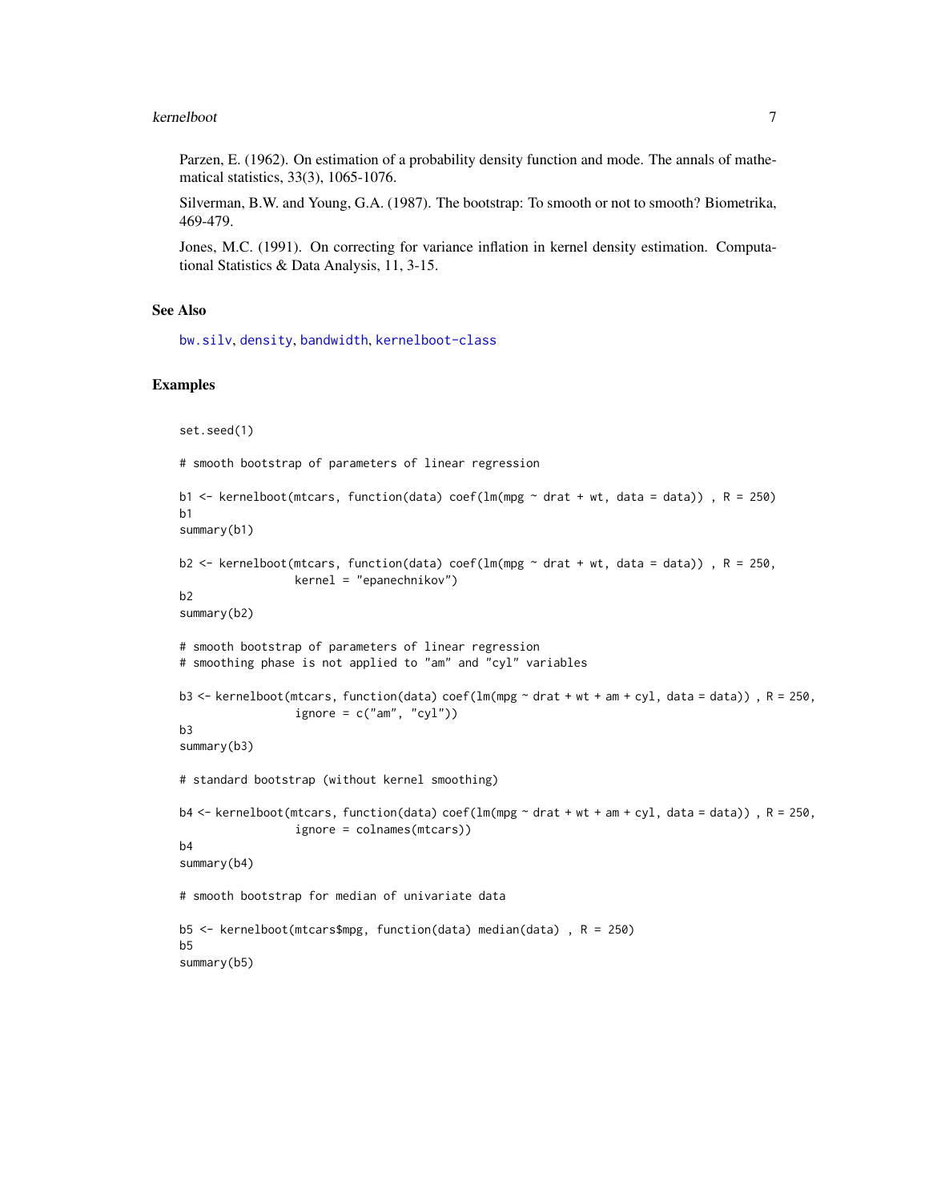Parzen, E. (1962). On estimation of a probability density function and mode. The annals of mathematical statistics, 33(3), 1065-1076.

Silverman, B.W. and Young, G.A. (1987). The bootstrap: To smooth or not to smooth? Biometrika, 469-479.

Jones, M.C. (1991). On correcting for variance inflation in kernel density estimation. Computational Statistics & Data Analysis, 11, 3-15.

## See Also

bw.silv, density, bandwidth, kernelboot-class

## Examples

```
set.seed(1)

# smooth bootstrap of parameters of linear regression

b1 <- kernelboot(mtcars, function(data) coef(lm(mpg ~ drat + wt, data = data)) , R = 250)
b1
summary(b1)

b2 <- kernelboot(mtcars, function(data) coef(lm(mpg ~ drat + wt, data = data)) , R = 250,
                 kernel = "epanechnikov")
b2
summary(b2)

# smooth bootstrap of parameters of linear regression
# smoothing phase is not applied to "am" and "cyl" variables

b3 <- kernelboot(mtcars, function(data) coef(lm(mpg ~ drat + wt + am + cyl, data = data)) , R = 250,
                 ignore = c("am", "cyl"))
b3
summary(b3)

# standard bootstrap (without kernel smoothing)

b4 <- kernelboot(mtcars, function(data) coef(lm(mpg ~ drat + wt + am + cyl, data = data)) , R = 250,
                 ignore = colnames(mtcars))
b4
summary(b4)

# smooth bootstrap for median of univariate data

b5 <- kernelboot(mtcars$mpg, function(data) median(data) , R = 250)
b5
summary(b5)
```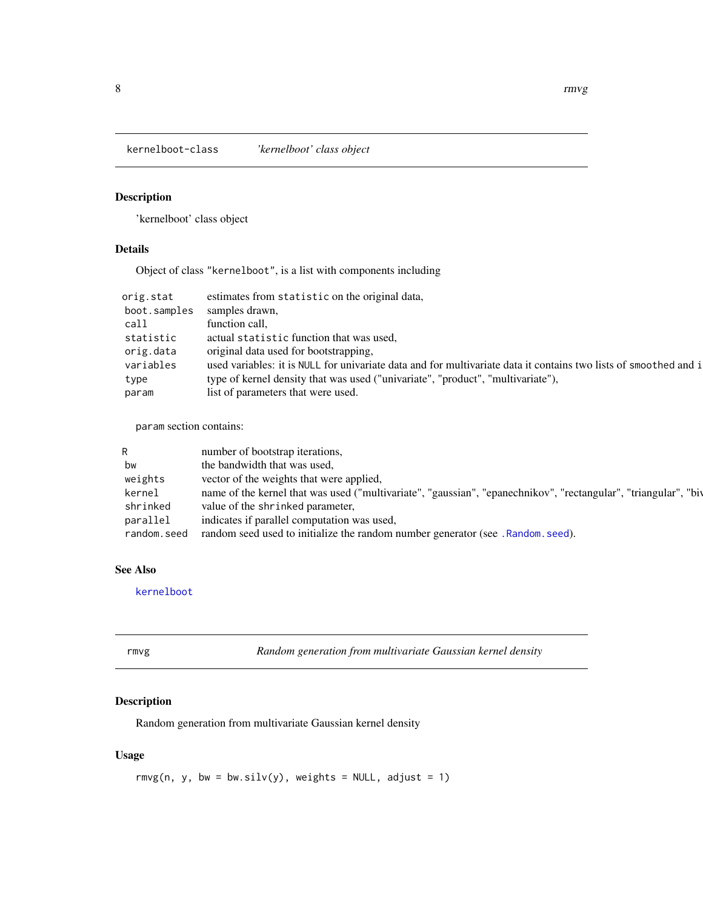## kernelboot-class *'kernelboot' class object*

### Description

'kernelboot' class object

### Details

Object of class "kernelboot", is a list with components including

| | |
|---|---|
| `orig.stat` | estimates from `statistic` on the original data, |
| `boot.samples` | samples drawn, |
| `call` | function call, |
| `statistic` | actual `statistic` function that was used, |
| `orig.data` | original data used for bootstrapping, |
| `variables` | used variables: it is `NULL` for univariate data and for multivariate data it contains two lists of `smoothed` and i |
| `type` | type of kernel density that was used ("univariate", "product", "multivariate"), |
| `param` | list of parameters that were used. |

`param` section contains:

| | |
|---|---|
| `R` | number of bootstrap iterations, |
| `bw` | the bandwidth that was used, |
| `weights` | vector of the weights that were applied, |
| `kernel` | name of the kernel that was used ("multivariate", "gaussian", "epanechnikov", "rectangular", "triangular", "biv |
| `shrinked` | value of the `shrinked` parameter, |
| `parallel` | indicates if parallel computation was used, |
| `random.seed` | random seed used to initialize the random number generator (see `.Random.seed`). |

### See Also

`kernelboot`

## rmvg *Random generation from multivariate Gaussian kernel density*

### Description

Random generation from multivariate Gaussian kernel density

### Usage

```
rmvg(n, y, bw = bw.silv(y), weights = NULL, adjust = 1)
```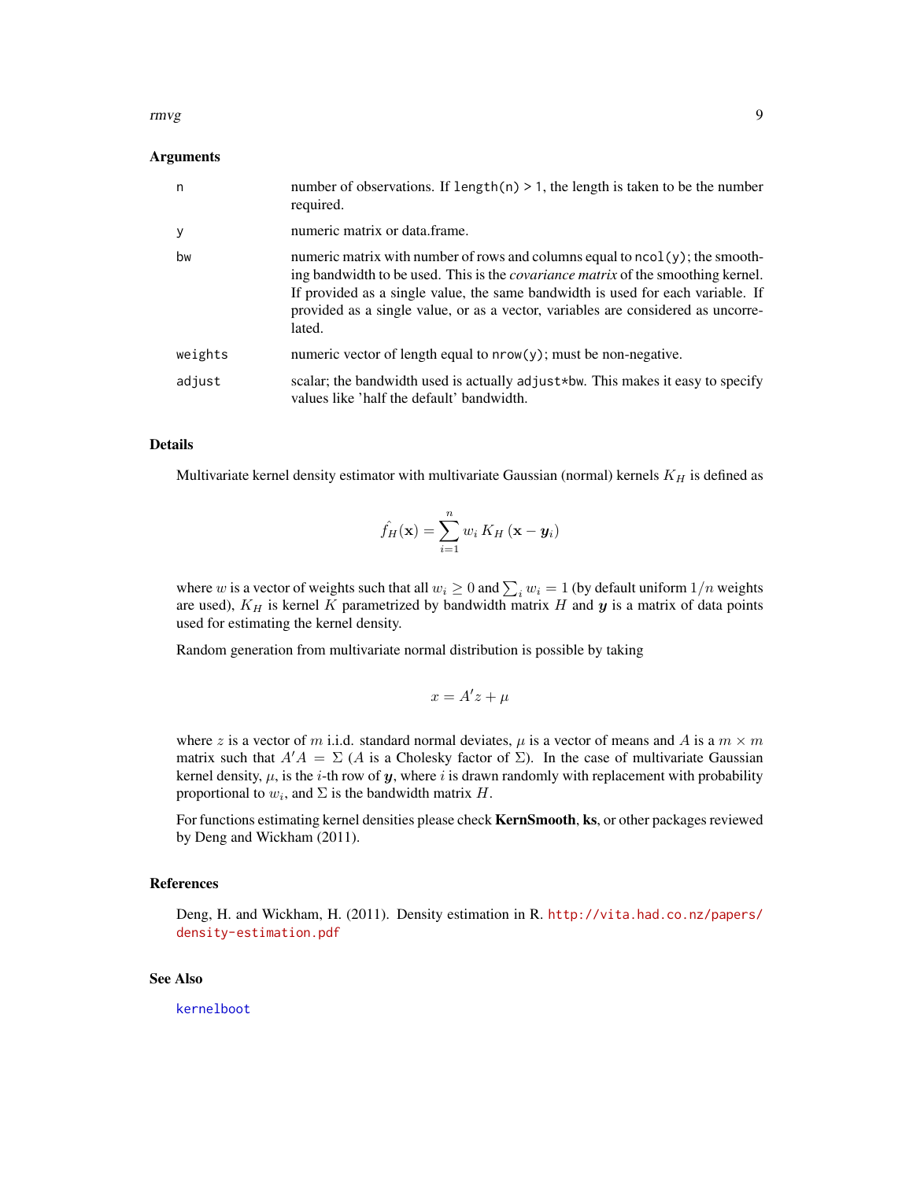### Arguments

| | |
|---|---|
| n | number of observations. If `length(n) > 1`, the length is taken to be the number required. |
| y | numeric matrix or data.frame. |
| bw | numeric matrix with number of rows and columns equal to `ncol(y)`; the smoothing bandwidth to be used. This is the *covariance matrix* of the smoothing kernel. If provided as a single value, the same bandwidth is used for each variable. If provided as a single value, or as a vector, variables are considered as uncorrelated. |
| weights | numeric vector of length equal to `nrow(y)`; must be non-negative. |
| adjust | scalar; the bandwidth used is actually `adjust*bw`. This makes it easy to specify values like 'half the default' bandwidth. |

### Details

Multivariate kernel density estimator with multivariate Gaussian (normal) kernels $K_H$ is defined as

$$\hat{f_H}(\mathbf{x}) = \sum_{i=1}^{n} w_i \, K_H \left(\mathbf{x} - \boldsymbol{y}_i\right)$$

where $w$ is a vector of weights such that all $w_i \geq 0$ and $\sum_i w_i = 1$ (by default uniform $1/n$ weights are used), $K_H$ is kernel $K$ parametrized by bandwidth matrix $H$ and $\boldsymbol{y}$ is a matrix of data points used for estimating the kernel density.

Random generation from multivariate normal distribution is possible by taking

$$x = A'z + \mu$$

where $z$ is a vector of $m$ i.i.d. standard normal deviates, $\mu$ is a vector of means and $A$ is a $m \times m$ matrix such that $A'A = \Sigma$ ($A$ is a Cholesky factor of $\Sigma$). In the case of multivariate Gaussian kernel density, $\mu$, is the $i$-th row of $\boldsymbol{y}$, where $i$ is drawn randomly with replacement with probability proportional to $w_i$, and $\Sigma$ is the bandwidth matrix $H$.

For functions estimating kernel densities please check **KernSmooth**, **ks**, or other packages reviewed by Deng and Wickham (2011).

### References

Deng, H. and Wickham, H. (2011). Density estimation in R. http://vita.had.co.nz/papers/density-estimation.pdf

### See Also

kernelboot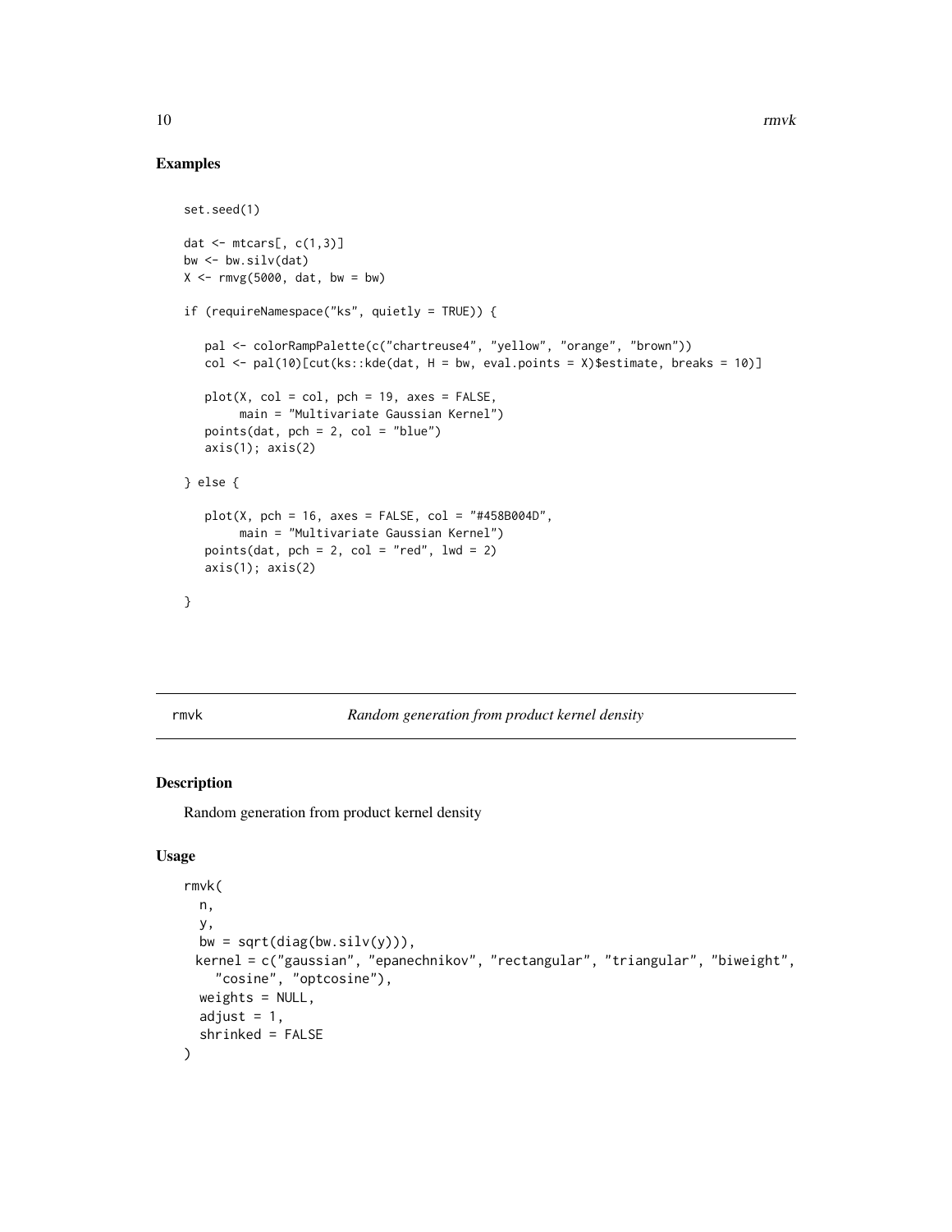## Examples

```
set.seed(1)

dat <- mtcars[, c(1,3)]
bw <- bw.silv(dat)
X <- rmvg(5000, dat, bw = bw)

if (requireNamespace("ks", quietly = TRUE)) {

   pal <- colorRampPalette(c("chartreuse4", "yellow", "orange", "brown"))
   col <- pal(10)[cut(ks::kde(dat, H = bw, eval.points = X)$estimate, breaks = 10)]

   plot(X, col = col, pch = 19, axes = FALSE,
        main = "Multivariate Gaussian Kernel")
   points(dat, pch = 2, col = "blue")
   axis(1); axis(2)

} else {

   plot(X, pch = 16, axes = FALSE, col = "#458B004D",
        main = "Multivariate Gaussian Kernel")
   points(dat, pch = 2, col = "red", lwd = 2)
   axis(1); axis(2)

}
```

---

rmvk *Random generation from product kernel density*

---

## Description

Random generation from product kernel density

## Usage

```
rmvk(
  n,
  y,
  bw = sqrt(diag(bw.silv(y))),
 kernel = c("gaussian", "epanechnikov", "rectangular", "triangular", "biweight",
    "cosine", "optcosine"),
  weights = NULL,
  adjust = 1,
  shrinked = FALSE
)
```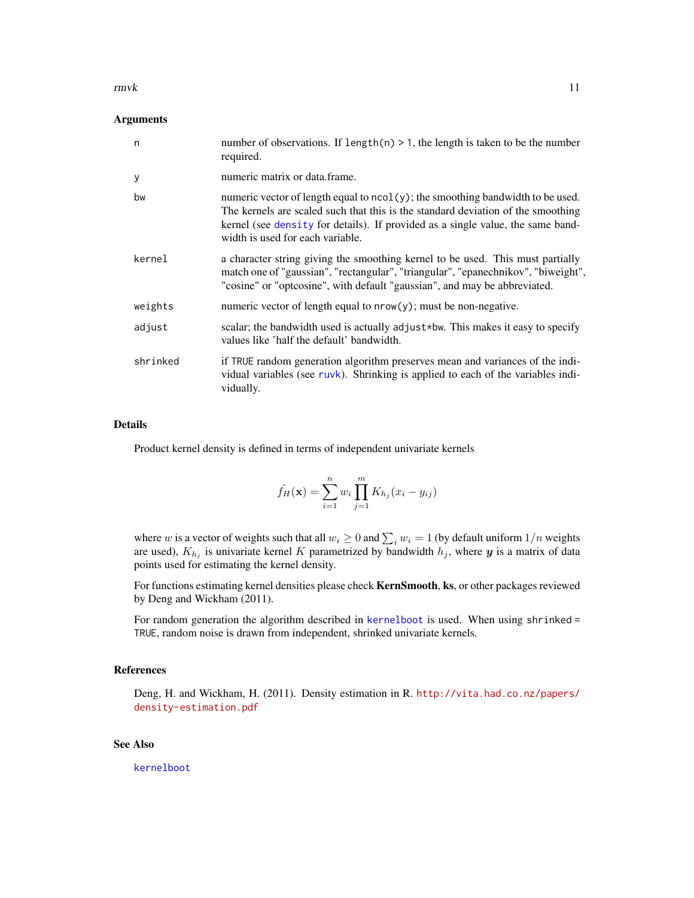## Arguments

| | |
|---|---|
| `n` | number of observations. If `length(n) > 1`, the length is taken to be the number required. |
| `y` | numeric matrix or data.frame. |
| `bw` | numeric vector of length equal to `ncol(y)`; the smoothing bandwidth to be used. The kernels are scaled such that this is the standard deviation of the smoothing kernel (see `density` for details). If provided as a single value, the same bandwidth is used for each variable. |
| `kernel` | a character string giving the smoothing kernel to be used. This must partially match one of "gaussian", "rectangular", "triangular", "epanechnikov", "biweight", "cosine" or "optcosine", with default "gaussian", and may be abbreviated. |
| `weights` | numeric vector of length equal to `nrow(y)`; must be non-negative. |
| `adjust` | scalar; the bandwidth used is actually `adjust*bw`. This makes it easy to specify values like 'half the default' bandwidth. |
| `shrinked` | if `TRUE` random generation algorithm preserves mean and variances of the individual variables (see `ruvk`). Shrinking is applied to each of the variables individually. |

## Details

Product kernel density is defined in terms of independent univariate kernels

$$\hat{f_H}(\mathbf{x}) = \sum_{i=1}^{n} w_i \prod_{j=1}^{m} K_{h_j}(x_i - y_{ij})$$

where $w$ is a vector of weights such that all $w_i \geq 0$ and $\sum_i w_i = 1$ (by default uniform $1/n$ weights are used), $K_{h_j}$ is univariate kernel $K$ parametrized by bandwidth $h_j$, where $\boldsymbol{y}$ is a matrix of data points used for estimating the kernel density.

For functions estimating kernel densities please check **KernSmooth**, **ks**, or other packages reviewed by Deng and Wickham (2011).

For random generation the algorithm described in `kernelboot` is used. When using `shrinked = TRUE`, random noise is drawn from independent, shrinked univariate kernels.

## References

Deng, H. and Wickham, H. (2011). Density estimation in R. http://vita.had.co.nz/papers/density-estimation.pdf

## See Also

`kernelboot`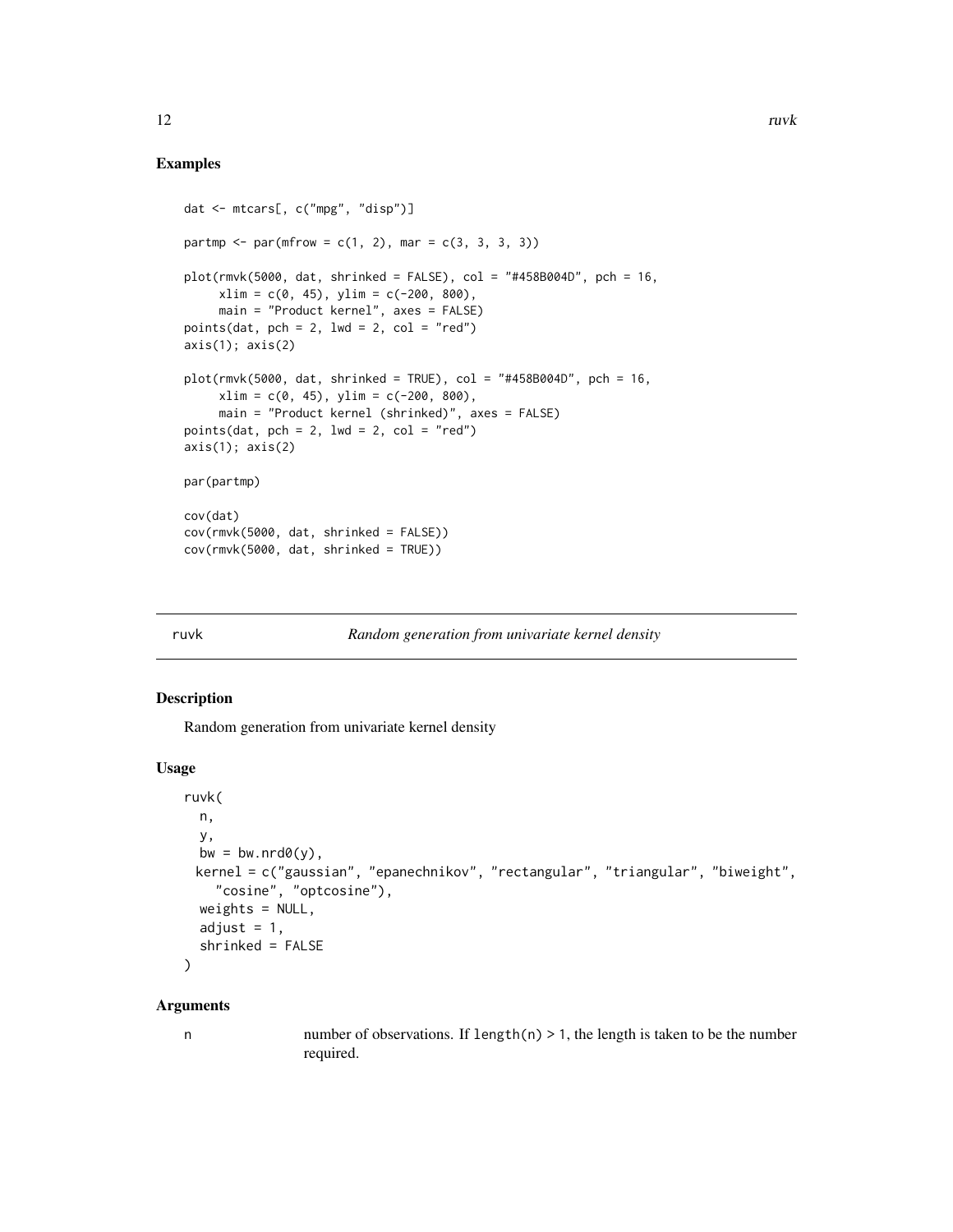## Examples

```
dat <- mtcars[, c("mpg", "disp")]

partmp <- par(mfrow = c(1, 2), mar = c(3, 3, 3, 3))

plot(rmvk(5000, dat, shrinked = FALSE), col = "#458B004D", pch = 16,
     xlim = c(0, 45), ylim = c(-200, 800),
     main = "Product kernel", axes = FALSE)
points(dat, pch = 2, lwd = 2, col = "red")
axis(1); axis(2)

plot(rmvk(5000, dat, shrinked = TRUE), col = "#458B004D", pch = 16,
     xlim = c(0, 45), ylim = c(-200, 800),
     main = "Product kernel (shrinked)", axes = FALSE)
points(dat, pch = 2, lwd = 2, col = "red")
axis(1); axis(2)

par(partmp)

cov(dat)
cov(rmvk(5000, dat, shrinked = FALSE))
cov(rmvk(5000, dat, shrinked = TRUE))
```

---

ruvk — *Random generation from univariate kernel density*

---

### Description

Random generation from univariate kernel density

### Usage

```
ruvk(
  n,
  y,
  bw = bw.nrd0(y),
 kernel = c("gaussian", "epanechnikov", "rectangular", "triangular", "biweight",
    "cosine", "optcosine"),
  weights = NULL,
  adjust = 1,
  shrinked = FALSE
)
```

### Arguments

n — number of observations. If `length(n) > 1`, the length is taken to be the number required.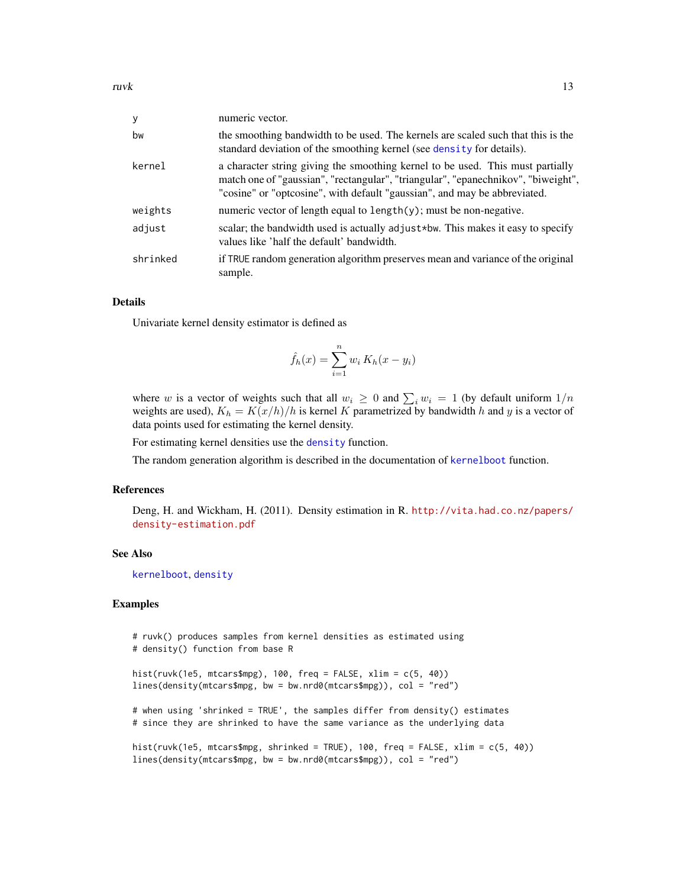| | |
|---|---|
| y | numeric vector. |
| bw | the smoothing bandwidth to be used. The kernels are scaled such that this is the standard deviation of the smoothing kernel (see density for details). |
| kernel | a character string giving the smoothing kernel to be used. This must partially match one of "gaussian", "rectangular", "triangular", "epanechnikov", "biweight", "cosine" or "optcosine", with default "gaussian", and may be abbreviated. |
| weights | numeric vector of length equal to `length(y)`; must be non-negative. |
| adjust | scalar; the bandwidth used is actually `adjust*bw`. This makes it easy to specify values like 'half the default' bandwidth. |
| shrinked | if TRUE random generation algorithm preserves mean and variance of the original sample. |

### Details

Univariate kernel density estimator is defined as

$$\hat{f}_h(x) = \sum_{i=1}^{n} w_i \, K_h(x - y_i)$$

where $w$ is a vector of weights such that all $w_i \geq 0$ and $\sum_i w_i = 1$ (by default uniform $1/n$ weights are used), $K_h = K(x/h)/h$ is kernel $K$ parametrized by bandwidth $h$ and $y$ is a vector of data points used for estimating the kernel density.

For estimating kernel densities use the density function.

The random generation algorithm is described in the documentation of kernelboot function.

### References

Deng, H. and Wickham, H. (2011). Density estimation in R. http://vita.had.co.nz/papers/density-estimation.pdf

### See Also

kernelboot, density

### Examples

```
# ruvk() produces samples from kernel densities as estimated using
# density() function from base R

hist(ruvk(1e5, mtcars$mpg), 100, freq = FALSE, xlim = c(5, 40))
lines(density(mtcars$mpg, bw = bw.nrd0(mtcars$mpg)), col = "red")

# when using 'shrinked = TRUE', the samples differ from density() estimates
# since they are shrinked to have the same variance as the underlying data

hist(ruvk(1e5, mtcars$mpg, shrinked = TRUE), 100, freq = FALSE, xlim = c(5, 40))
lines(density(mtcars$mpg, bw = bw.nrd0(mtcars$mpg)), col = "red")
```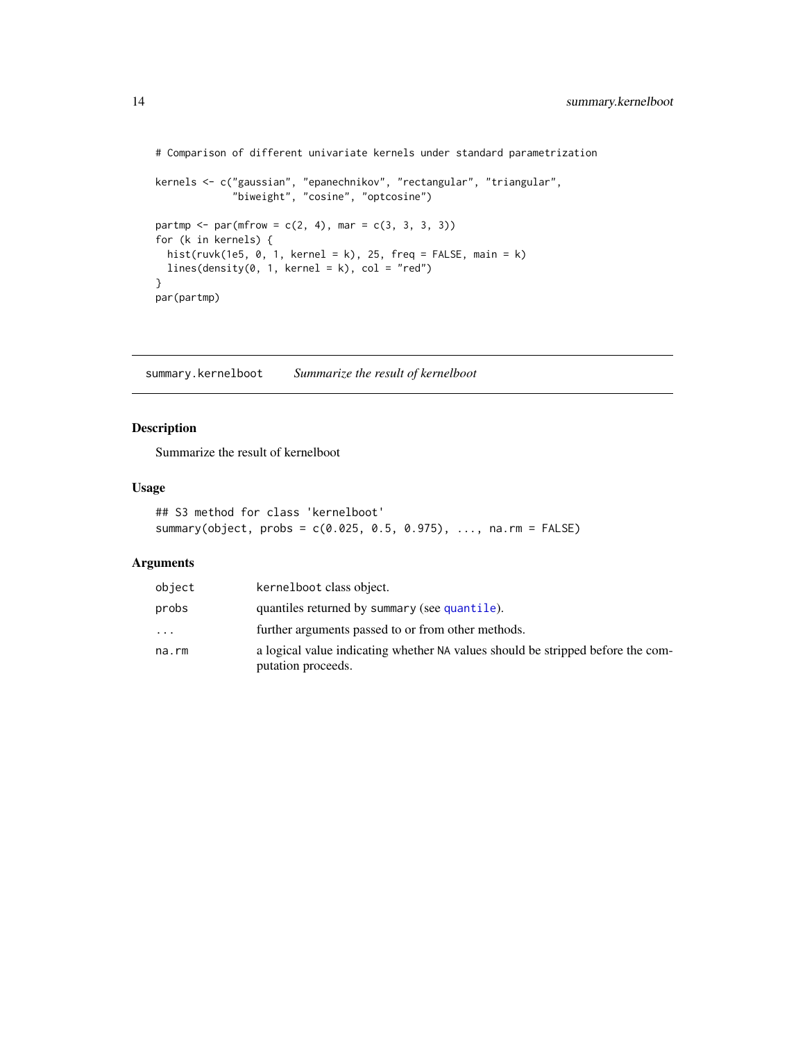```
# Comparison of different univariate kernels under standard parametrization

kernels <- c("gaussian", "epanechnikov", "rectangular", "triangular",
             "biweight", "cosine", "optcosine")

partmp <- par(mfrow = c(2, 4), mar = c(3, 3, 3, 3))
for (k in kernels) {
  hist(ruvk(1e5, 0, 1, kernel = k), 25, freq = FALSE, main = k)
  lines(density(0, 1, kernel = k), col = "red")
}
par(partmp)
```

---

## summary.kernelboot — *Summarize the result of kernelboot*

### Description

Summarize the result of kernelboot

### Usage

```
## S3 method for class 'kernelboot'
summary(object, probs = c(0.025, 0.5, 0.975), ..., na.rm = FALSE)
```

### Arguments

| | |
|---|---|
| `object` | kernelboot class object. |
| `probs` | quantiles returned by `summary` (see `quantile`). |
| `...` | further arguments passed to or from other methods. |
| `na.rm` | a logical value indicating whether `NA` values should be stripped before the computation proceeds. |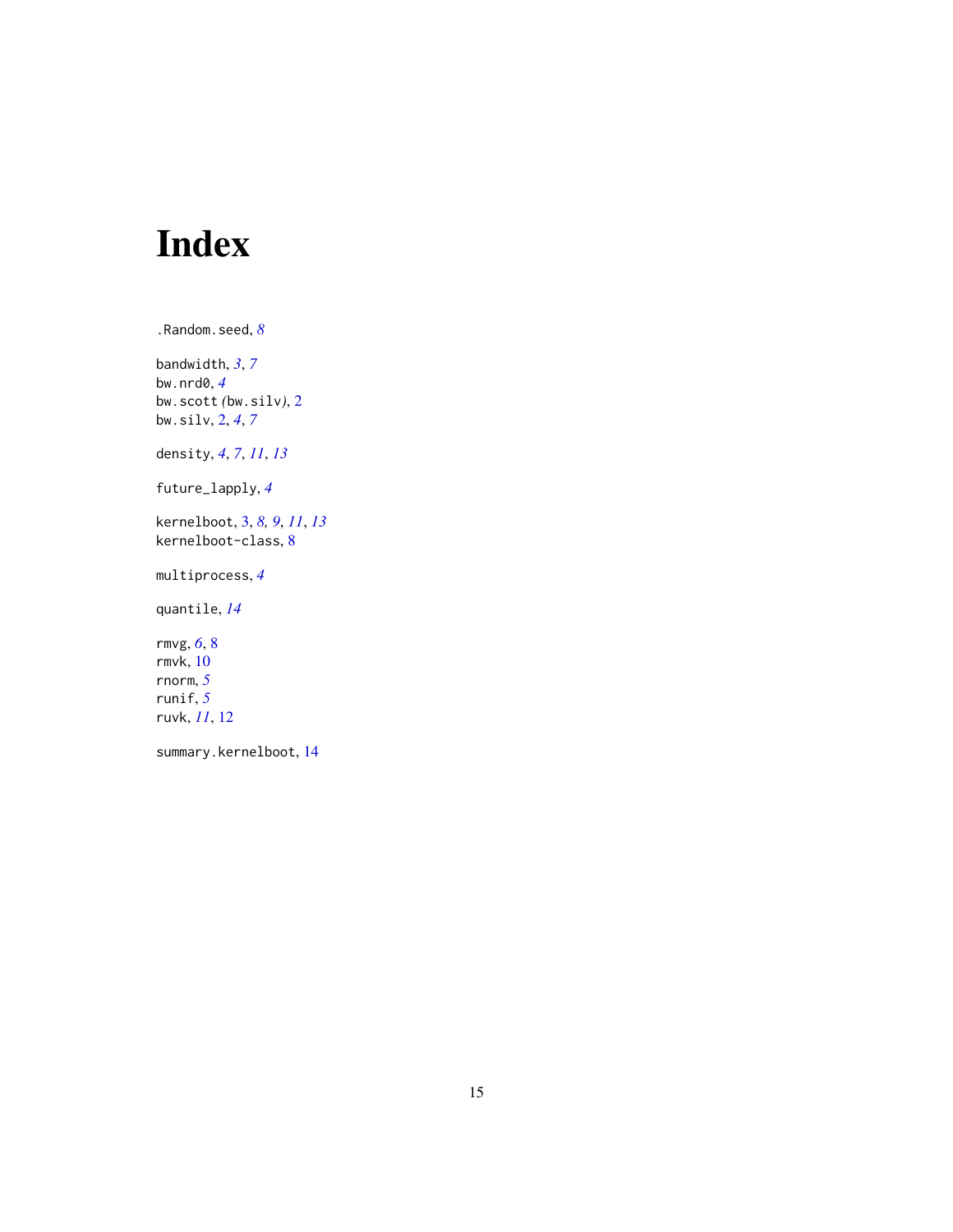# Index

.Random.seed, *8*

bandwidth, *3*, *7*
bw.nrd0, *4*
bw.scott (bw.silv), 2
bw.silv, 2, *4*, *7*

density, *4*, *7*, *11*, *13*

future_lapply, *4*

kernelboot, 3, *8, 9*, *11*, *13*
kernelboot-class, 8

multiprocess, *4*

quantile, *14*

rmvg, *6*, 8
rmvk, 10
rnorm, *5*
runif, *5*
ruvk, *11*, 12

summary.kernelboot, 14